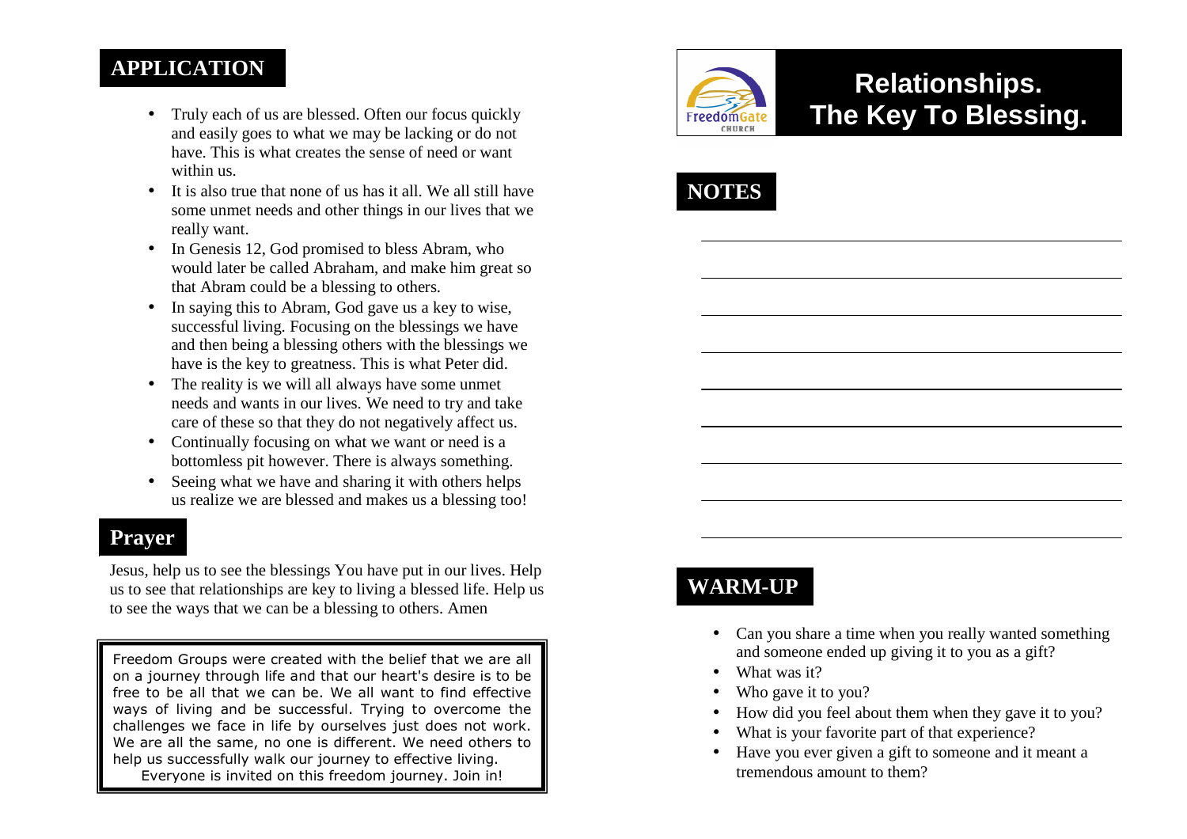# Relationships. The Key To Blessing.

## NOTES

## WARM-UP

- Can you share a time when you really wanted something and someone ended up giving it to you as a gift?
- What was it?
- Who gave it to you?
- How did you feel about them when they gave it to you?
- What is your favorite part of that experience?
- Have you ever given a gift to someone and it meant a tremendous amount to them?

## APPLICATION

- Truly each of us are blessed. Often our focus quickly and easily goes to what we may be lacking or do not have. This is what creates the sense of need or want within us.
- It is also true that none of us has it all. We all still have some unmet needs and other things in our lives that we really want.
- In Genesis 12, God promised to bless Abram, who would later be called Abraham, and make him great so that Abram could be a blessing to others.
- In saying this to Abram, God gave us a key to wise, successful living. Focusing on the blessings we have and then being a blessing others with the blessings we have is the key to greatness. This is what Peter did.
- The reality is we will all always have some unmet needs and wants in our lives. We need to try and take care of these so that they do not negatively affect us.
- Continually focusing on what we want or need is a bottomless pit however. There is always something.
- Seeing what we have and sharing it with others helps us realize we are blessed and makes us a blessing too!

## Prayer

Jesus, help us to see the blessings You have put in our lives. Help us to see that relationships are key to living a blessed life. Help us to see the ways that we can be a blessing to others. Amen

Freedom Groups were created with the belief that we are all on a journey through life and that our heart's desire is to be free to be all that we can be. We all want to find effective ways of living and be successful. Trying to overcome the challenges we face in life by ourselves just does not work. We are all the same, no one is different. We need others to help us successfully walk our journey to effective living.
Everyone is invited on this freedom journey. Join in!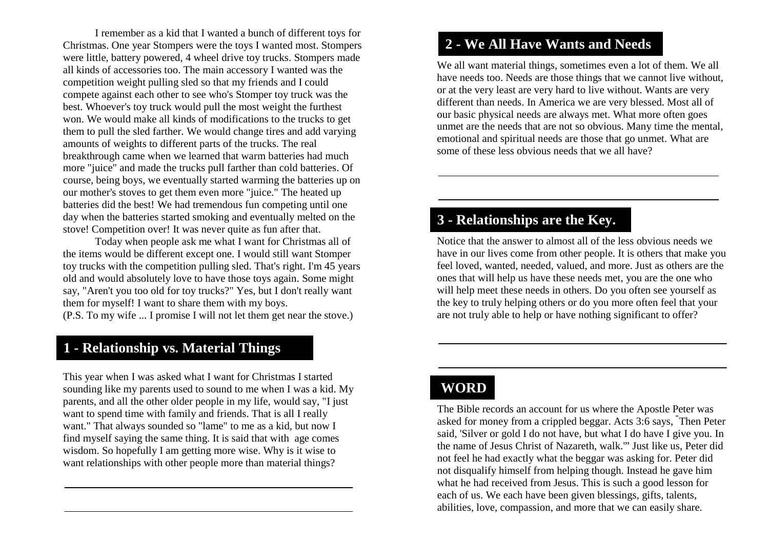I remember as a kid that I wanted a bunch of different toys for Christmas. One year Stompers were the toys I wanted most. Stompers were little, battery powered, 4 wheel drive toy trucks. Stompers made all kinds of accessories too. The main accessory I wanted was the competition weight pulling sled so that my friends and I could compete against each other to see who's Stomper toy truck was the best. Whoever's toy truck would pull the most weight the furthest won. We would make all kinds of modifications to the trucks to get them to pull the sled farther. We would change tires and add varying amounts of weights to different parts of the trucks. The real breakthrough came when we learned that warm batteries had much more "juice" and made the trucks pull farther than cold batteries. Of course, being boys, we eventually started warming the batteries up on our mother's stoves to get them even more "juice." The heated up batteries did the best! We had tremendous fun competing until one day when the batteries started smoking and eventually melted on the stove! Competition over! It was never quite as fun after that.

Today when people ask me what I want for Christmas all of the items would be different except one. I would still want Stomper toy trucks with the competition pulling sled. That's right. I'm 45 years old and would absolutely love to have those toys again. Some might say, "Aren't you too old for toy trucks?" Yes, but I don't really want them for myself! I want to share them with my boys.
(P.S. To my wife ... I promise I will not let them get near the stove.)

## 1 - Relationship vs. Material Things

This year when I was asked what I want for Christmas I started sounding like my parents used to sound to me when I was a kid. My parents, and all the other older people in my life, would say, "I just want to spend time with family and friends. That is all I really want." That always sounded so "lame" to me as a kid, but now I find myself saying the same thing. It is said that with age comes wisdom. So hopefully I am getting more wise. Why is it wise to want relationships with other people more than material things?

\_\_\_\_\_\_\_\_\_\_\_\_\_\_\_\_\_\_\_\_\_\_\_\_\_\_\_\_\_\_\_\_\_\_\_\_\_\_\_\_\_\_\_\_

\_\_\_\_\_\_\_\_\_\_\_\_\_\_\_\_\_\_\_\_\_\_\_\_\_\_\_\_\_\_\_\_\_\_\_\_\_\_\_\_\_\_\_\_

## 2 - We All Have Wants and Needs

We all want material things, sometimes even a lot of them. We all have needs too. Needs are those things that we cannot live without, or at the very least are very hard to live without. Wants are very different than needs. In America we are very blessed. Most all of our basic physical needs are always met. What more often goes unmet are the needs that are not so obvious. Many time the mental, emotional and spiritual needs are those that go unmet. What are some of these less obvious needs that we all have?

\_\_\_\_\_\_\_\_\_\_\_\_\_\_\_\_\_\_\_\_\_\_\_\_\_\_\_\_\_\_\_\_\_\_\_\_\_\_\_\_\_\_\_\_

\_\_\_\_\_\_\_\_\_\_\_\_\_\_\_\_\_\_\_\_\_\_\_\_\_\_\_\_\_\_\_\_\_\_\_\_\_\_\_\_\_\_\_\_

## 3 - Relationships are the Key.

Notice that the answer to almost all of the less obvious needs we have in our lives come from other people. It is others that make you feel loved, wanted, needed, valued, and more. Just as others are the ones that will help us have these needs met, you are the one who will help meet these needs in others. Do you often see yourself as the key to truly helping others or do you more often feel that your are not truly able to help or have nothing significant to offer?

\_\_\_\_\_\_\_\_\_\_\_\_\_\_\_\_\_\_\_\_\_\_\_\_\_\_\_\_\_\_\_\_\_\_\_\_\_\_\_\_\_\_\_\_

\_\_\_\_\_\_\_\_\_\_\_\_\_\_\_\_\_\_\_\_\_\_\_\_\_\_\_\_\_\_\_\_\_\_\_\_\_\_\_\_\_\_\_\_

## WORD

The Bible records an account for us where the Apostle Peter was asked for money from a crippled beggar. Acts 3:6 says, "Then Peter said, 'Silver or gold I do not have, but what I do have I give you. In the name of Jesus Christ of Nazareth, walk.'" Just like us, Peter did not feel he had exactly what the beggar was asking for. Peter did not disqualify himself from helping though. Instead he gave him what he had received from Jesus. This is such a good lesson for each of us. We each have been given blessings, gifts, talents, abilities, love, compassion, and more that we can easily share.